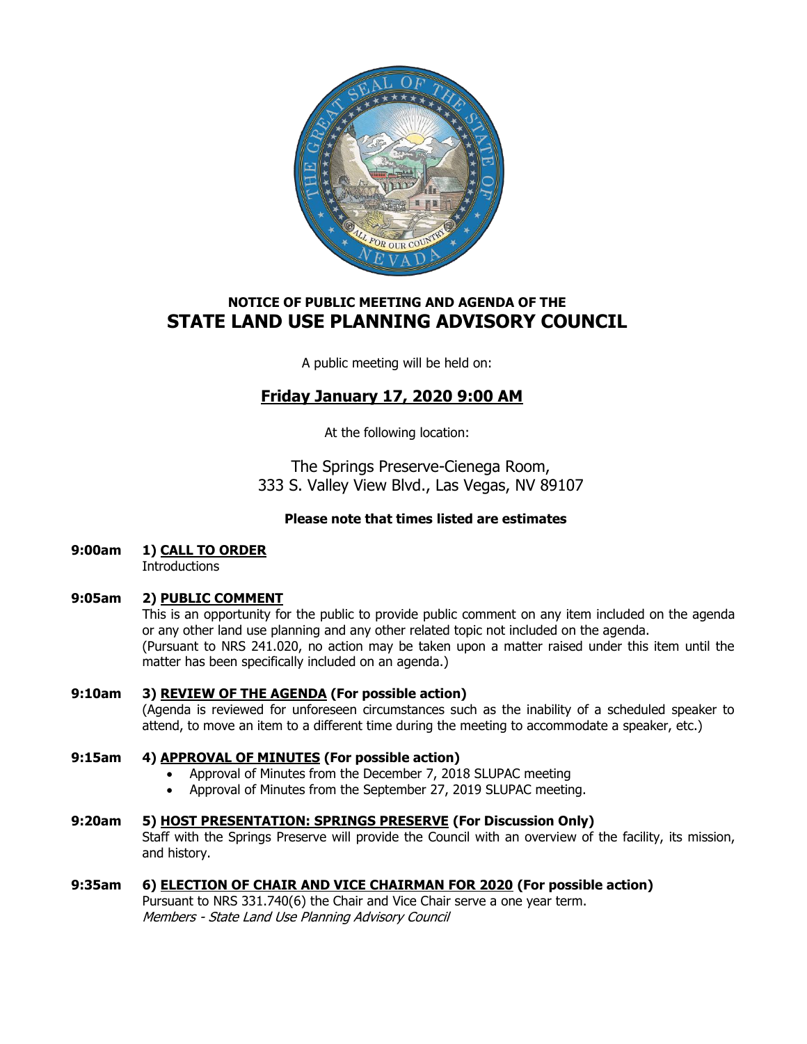## NOTICE OF PUBLIC MEETING AND AGENDA OF THE

# STATE LAND USE PLANNING ADVISORY COUNCIL

A public meeting will be held on:

## **Friday January 17, 2020 9:00 AM**

At the following location:

The Springs Preserve-Cienega Room,
333 S. Valley View Blvd., Las Vegas, NV 89107

**Please note that times listed are estimates**

**9:00am 1) CALL TO ORDER**
Introductions

**9:05am 2) PUBLIC COMMENT**
This is an opportunity for the public to provide public comment on any item included on the agenda or any other land use planning and any other related topic not included on the agenda.
(Pursuant to NRS 241.020, no action may be taken upon a matter raised under this item until the matter has been specifically included on an agenda.)

**9:10am 3) REVIEW OF THE AGENDA (For possible action)**
(Agenda is reviewed for unforeseen circumstances such as the inability of a scheduled speaker to attend, to move an item to a different time during the meeting to accommodate a speaker, etc.)

**9:15am 4) APPROVAL OF MINUTES (For possible action)**

- Approval of Minutes from the December 7, 2018 SLUPAC meeting
- Approval of Minutes from the September 27, 2019 SLUPAC meeting.

**9:20am 5) HOST PRESENTATION: SPRINGS PRESERVE (For Discussion Only)**
Staff with the Springs Preserve will provide the Council with an overview of the facility, its mission, and history.

**9:35am 6) ELECTION OF CHAIR AND VICE CHAIRMAN FOR 2020 (For possible action)**
Pursuant to NRS 331.740(6) the Chair and Vice Chair serve a one year term.
*Members - State Land Use Planning Advisory Council*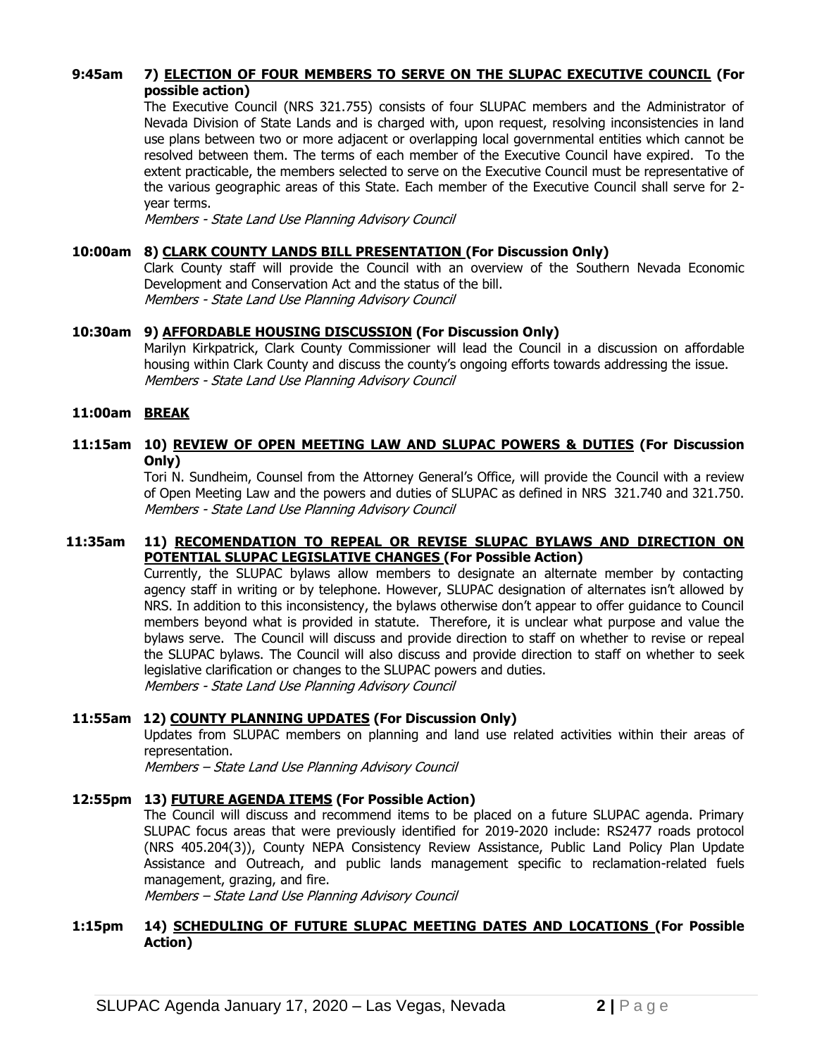**9:45am** **7) ELECTION OF FOUR MEMBERS TO SERVE ON THE SLUPAC EXECUTIVE COUNCIL (For possible action)**

The Executive Council (NRS 321.755) consists of four SLUPAC members and the Administrator of Nevada Division of State Lands and is charged with, upon request, resolving inconsistencies in land use plans between two or more adjacent or overlapping local governmental entities which cannot be resolved between them. The terms of each member of the Executive Council have expired. To the extent practicable, the members selected to serve on the Executive Council must be representative of the various geographic areas of this State. Each member of the Executive Council shall serve for 2-year terms.

*Members - State Land Use Planning Advisory Council*

**10:00am** **8) CLARK COUNTY LANDS BILL PRESENTATION (For Discussion Only)**

Clark County staff will provide the Council with an overview of the Southern Nevada Economic Development and Conservation Act and the status of the bill.

*Members - State Land Use Planning Advisory Council*

**10:30am** **9) AFFORDABLE HOUSING DISCUSSION (For Discussion Only)**

Marilyn Kirkpatrick, Clark County Commissioner will lead the Council in a discussion on affordable housing within Clark County and discuss the county's ongoing efforts towards addressing the issue.

*Members - State Land Use Planning Advisory Council*

**11:00am** **BREAK**

**11:15am** **10) REVIEW OF OPEN MEETING LAW AND SLUPAC POWERS & DUTIES (For Discussion Only)**

Tori N. Sundheim, Counsel from the Attorney General's Office, will provide the Council with a review of Open Meeting Law and the powers and duties of SLUPAC as defined in NRS 321.740 and 321.750.

*Members - State Land Use Planning Advisory Council*

**11:35am** **11) RECOMENDATION TO REPEAL OR REVISE SLUPAC BYLAWS AND DIRECTION ON POTENTIAL SLUPAC LEGISLATIVE CHANGES (For Possible Action)**

Currently, the SLUPAC bylaws allow members to designate an alternate member by contacting agency staff in writing or by telephone. However, SLUPAC designation of alternates isn't allowed by NRS. In addition to this inconsistency, the bylaws otherwise don't appear to offer guidance to Council members beyond what is provided in statute. Therefore, it is unclear what purpose and value the bylaws serve. The Council will discuss and provide direction to staff on whether to revise or repeal the SLUPAC bylaws. The Council will also discuss and provide direction to staff on whether to seek legislative clarification or changes to the SLUPAC powers and duties.

*Members - State Land Use Planning Advisory Council*

**11:55am** **12) COUNTY PLANNING UPDATES (For Discussion Only)**

Updates from SLUPAC members on planning and land use related activities within their areas of representation.

*Members – State Land Use Planning Advisory Council*

**12:55pm** **13) FUTURE AGENDA ITEMS (For Possible Action)**

The Council will discuss and recommend items to be placed on a future SLUPAC agenda. Primary SLUPAC focus areas that were previously identified for 2019-2020 include: RS2477 roads protocol (NRS 405.204(3)), County NEPA Consistency Review Assistance, Public Land Policy Plan Update Assistance and Outreach, and public lands management specific to reclamation-related fuels management, grazing, and fire.

*Members – State Land Use Planning Advisory Council*

**1:15pm** **14) SCHEDULING OF FUTURE SLUPAC MEETING DATES AND LOCATIONS (For Possible Action)**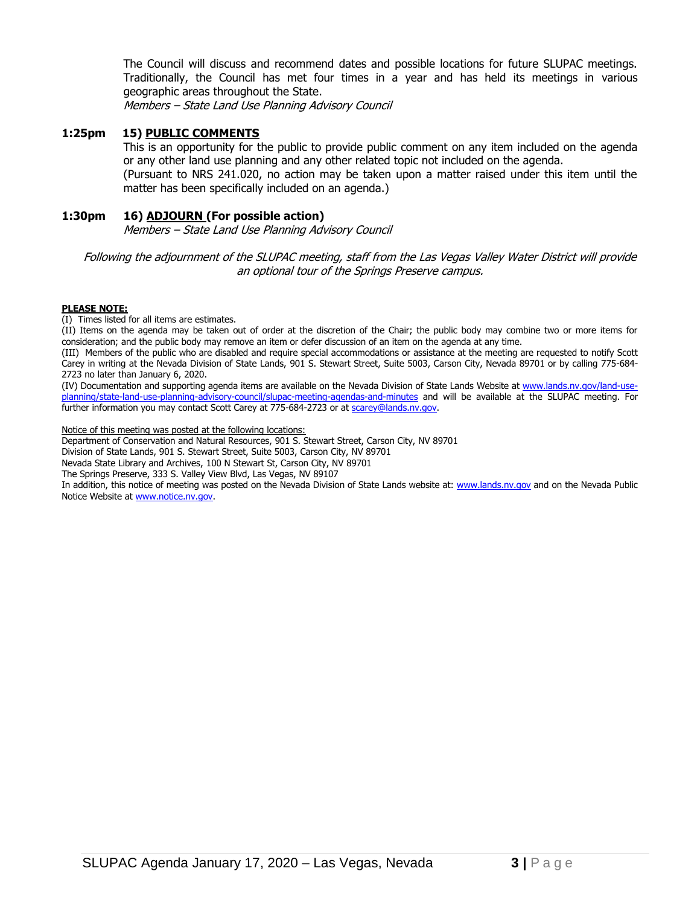The Council will discuss and recommend dates and possible locations for future SLUPAC meetings. Traditionally, the Council has met four times in a year and has held its meetings in various geographic areas throughout the State.
*Members – State Land Use Planning Advisory Council*

**1:25pm 15) <u>PUBLIC COMMENTS</u>**

This is an opportunity for the public to provide public comment on any item included on the agenda or any other land use planning and any other related topic not included on the agenda.
(Pursuant to NRS 241.020, no action may be taken upon a matter raised under this item until the matter has been specifically included on an agenda.)

**1:30pm 16) <u>ADJOURN</u> (For possible action)**

*Members – State Land Use Planning Advisory Council*

*Following the adjournment of the SLUPAC meeting, staff from the Las Vegas Valley Water District will provide an optional tour of the Springs Preserve campus.*

**<u>PLEASE NOTE:</u>**

(I) Times listed for all items are estimates.
(II) Items on the agenda may be taken out of order at the discretion of the Chair; the public body may combine two or more items for consideration; and the public body may remove an item or defer discussion of an item on the agenda at any time.
(III) Members of the public who are disabled and require special accommodations or assistance at the meeting are requested to notify Scott Carey in writing at the Nevada Division of State Lands, 901 S. Stewart Street, Suite 5003, Carson City, Nevada 89701 or by calling 775-684-2723 no later than January 6, 2020.
(IV) Documentation and supporting agenda items are available on the Nevada Division of State Lands Website at www.lands.nv.gov/land-use-planning/state-land-use-planning-advisory-council/slupac-meeting-agendas-and-minutes and will be available at the SLUPAC meeting. For further information you may contact Scott Carey at 775-684-2723 or at scarey@lands.nv.gov.

<u>Notice of this meeting was posted at the following locations:</u>
Department of Conservation and Natural Resources, 901 S. Stewart Street, Carson City, NV 89701
Division of State Lands, 901 S. Stewart Street, Suite 5003, Carson City, NV 89701
Nevada State Library and Archives, 100 N Stewart St, Carson City, NV 89701
The Springs Preserve, 333 S. Valley View Blvd, Las Vegas, NV 89107
In addition, this notice of meeting was posted on the Nevada Division of State Lands website at: www.lands.nv.gov and on the Nevada Public Notice Website at www.notice.nv.gov.